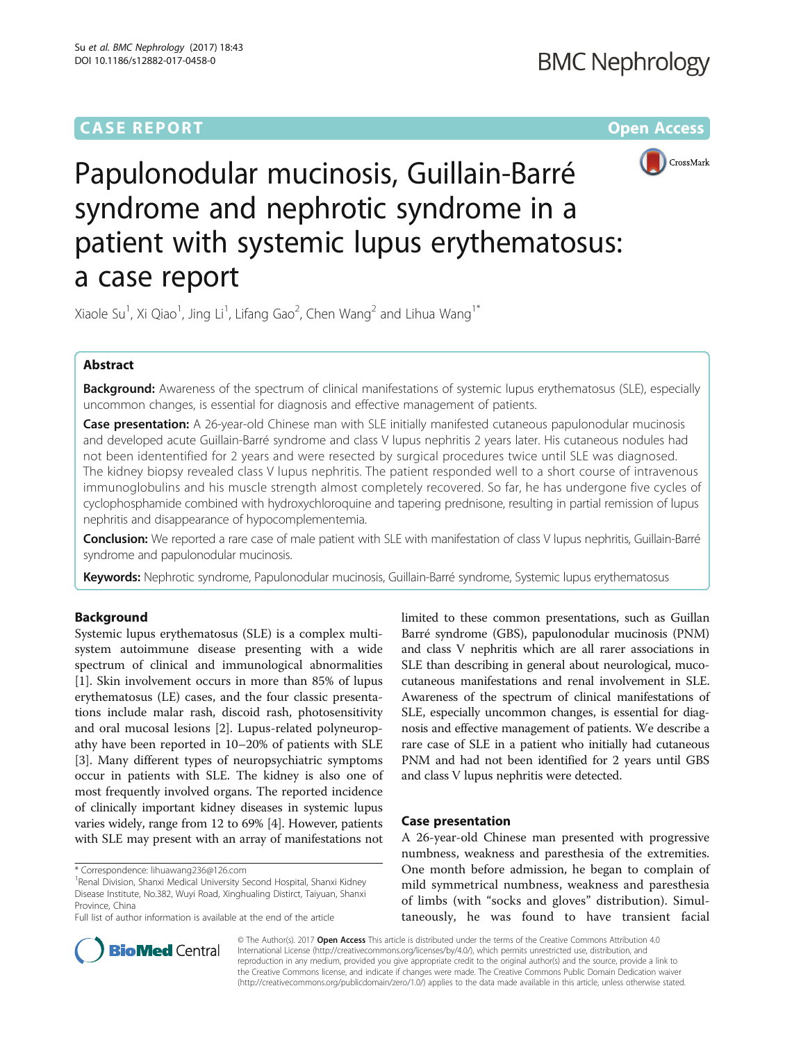CASE REPORT

Open Access

# Papulonodular mucinosis, Guillain-Barré syndrome and nephrotic syndrome in a patient with systemic lupus erythematosus: a case report

Xiaole Su[1], Xi Qiao[1], Jing Li[1], Lifang Gao[2], Chen Wang[2] and Lihua Wang[1*]

## Abstract

**Background:** Awareness of the spectrum of clinical manifestations of systemic lupus erythematosus (SLE), especially uncommon changes, is essential for diagnosis and effective management of patients.

**Case presentation:** A 26-year-old Chinese man with SLE initially manifested cutaneous papulonodular mucinosis and developed acute Guillain-Barré syndrome and class V lupus nephritis 2 years later. His cutaneous nodules had not been idententified for 2 years and were resected by surgical procedures twice until SLE was diagnosed. The kidney biopsy revealed class V lupus nephritis. The patient responded well to a short course of intravenous immunoglobulins and his muscle strength almost completely recovered. So far, he has undergone five cycles of cyclophosphamide combined with hydroxychloroquine and tapering prednisone, resulting in partial remission of lupus nephritis and disappearance of hypocomplementemia.

**Conclusion:** We reported a rare case of male patient with SLE with manifestation of class V lupus nephritis, Guillain-Barré syndrome and papulonodular mucinosis.

**Keywords:** Nephrotic syndrome, Papulonodular mucinosis, Guillain-Barré syndrome, Systemic lupus erythematosus

## Background

Systemic lupus erythematosus (SLE) is a complex multisystem autoimmune disease presenting with a wide spectrum of clinical and immunological abnormalities [1]. Skin involvement occurs in more than 85% of lupus erythematosus (LE) cases, and the four classic presentations include malar rash, discoid rash, photosensitivity and oral mucosal lesions [2]. Lupus-related polyneuropathy have been reported in 10–20% of patients with SLE [3]. Many different types of neuropsychiatric symptoms occur in patients with SLE. The kidney is also one of most frequently involved organs. The reported incidence of clinically important kidney diseases in systemic lupus varies widely, range from 12 to 69% [4]. However, patients with SLE may present with an array of manifestations not limited to these common presentations, such as Guillan Barré syndrome (GBS), papulonodular mucinosis (PNM) and class V nephritis which are all rarer associations in SLE than describing in general about neurological, mucocutaneous manifestations and renal involvement in SLE. Awareness of the spectrum of clinical manifestations of SLE, especially uncommon changes, is essential for diagnosis and effective management of patients. We describe a rare case of SLE in a patient who initially had cutaneous PNM and had not been identified for 2 years until GBS and class V lupus nephritis were detected.

## Case presentation

A 26-year-old Chinese man presented with progressive numbness, weakness and paresthesia of the extremities. One month before admission, he began to complain of mild symmetrical numbness, weakness and paresthesia of limbs (with "socks and gloves" distribution). Simultaneously, he was found to have transient facial

\* Correspondence: lihuawang236@126.com
[1]Renal Division, Shanxi Medical University Second Hospital, Shanxi Kidney Disease Institute, No.382, Wuyi Road, Xinghualing Distirct, Taiyuan, Shanxi Province, China
Full list of author information is available at the end of the article

© The Author(s). 2017 **Open Access** This article is distributed under the terms of the Creative Commons Attribution 4.0 International License (http://creativecommons.org/licenses/by/4.0/), which permits unrestricted use, distribution, and reproduction in any medium, provided you give appropriate credit to the original author(s) and the source, provide a link to the Creative Commons license, and indicate if changes were made. The Creative Commons Public Domain Dedication waiver (http://creativecommons.org/publicdomain/zero/1.0/) applies to the data made available in this article, unless otherwise stated.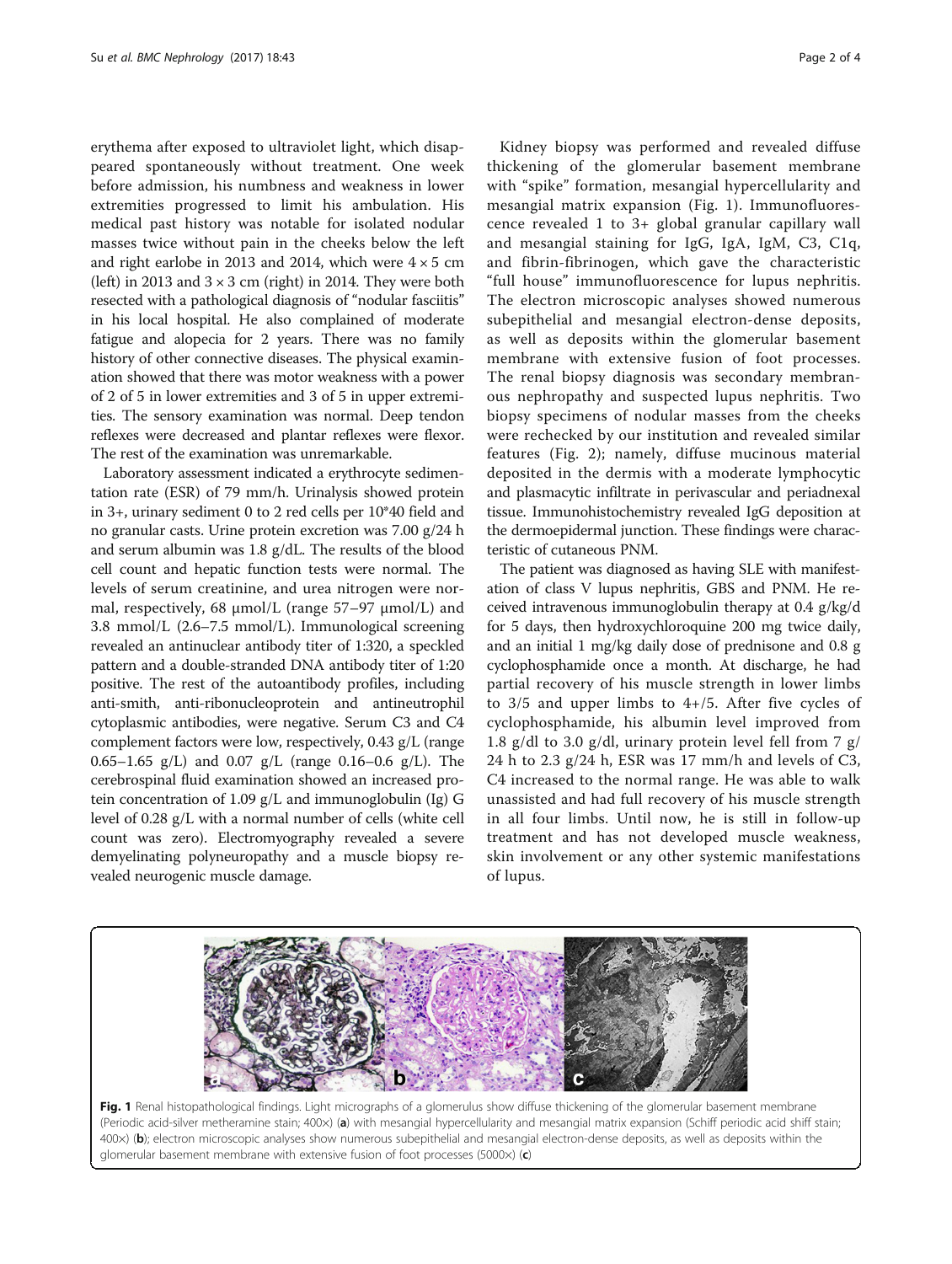erythema after exposed to ultraviolet light, which disappeared spontaneously without treatment. One week before admission, his numbness and weakness in lower extremities progressed to limit his ambulation. His medical past history was notable for isolated nodular masses twice without pain in the cheeks below the left and right earlobe in 2013 and 2014, which were 4 × 5 cm (left) in 2013 and 3 × 3 cm (right) in 2014. They were both resected with a pathological diagnosis of "nodular fasciitis" in his local hospital. He also complained of moderate fatigue and alopecia for 2 years. There was no family history of other connective diseases. The physical examination showed that there was motor weakness with a power of 2 of 5 in lower extremities and 3 of 5 in upper extremities. The sensory examination was normal. Deep tendon reflexes were decreased and plantar reflexes were flexor. The rest of the examination was unremarkable.

Laboratory assessment indicated a erythrocyte sedimentation rate (ESR) of 79 mm/h. Urinalysis showed protein in 3+, urinary sediment 0 to 2 red cells per 10*40 field and no granular casts. Urine protein excretion was 7.00 g/24 h and serum albumin was 1.8 g/dL. The results of the blood cell count and hepatic function tests were normal. The levels of serum creatinine, and urea nitrogen were normal, respectively, 68 μmol/L (range 57–97 μmol/L) and 3.8 mmol/L (2.6–7.5 mmol/L). Immunological screening revealed an antinuclear antibody titer of 1:320, a speckled pattern and a double-stranded DNA antibody titer of 1:20 positive. The rest of the autoantibody profiles, including anti-smith, anti-ribonucleoprotein and antineutrophil cytoplasmic antibodies, were negative. Serum C3 and C4 complement factors were low, respectively, 0.43 g/L (range 0.65–1.65 g/L) and 0.07 g/L (range 0.16–0.6 g/L). The cerebrospinal fluid examination showed an increased protein concentration of 1.09 g/L and immunoglobulin (Ig) G level of 0.28 g/L with a normal number of cells (white cell count was zero). Electromyography revealed a severe demyelinating polyneuropathy and a muscle biopsy revealed neurogenic muscle damage.

Kidney biopsy was performed and revealed diffuse thickening of the glomerular basement membrane with "spike" formation, mesangial hypercellularity and mesangial matrix expansion (Fig. 1). Immunofluorescence revealed 1 to 3+ global granular capillary wall and mesangial staining for IgG, IgA, IgM, C3, C1q, and fibrin-fibrinogen, which gave the characteristic "full house" immunofluorescence for lupus nephritis. The electron microscopic analyses showed numerous subepithelial and mesangial electron-dense deposits, as well as deposits within the glomerular basement membrane with extensive fusion of foot processes. The renal biopsy diagnosis was secondary membranous nephropathy and suspected lupus nephritis. Two biopsy specimens of nodular masses from the cheeks were rechecked by our institution and revealed similar features (Fig. 2); namely, diffuse mucinous material deposited in the dermis with a moderate lymphocytic and plasmacytic infiltrate in perivascular and periadnexal tissue. Immunohistochemistry revealed IgG deposition at the dermoepidermal junction. These findings were characteristic of cutaneous PNM.

The patient was diagnosed as having SLE with manifestation of class V lupus nephritis, GBS and PNM. He received intravenous immunoglobulin therapy at 0.4 g/kg/d for 5 days, then hydroxychloroquine 200 mg twice daily, and an initial 1 mg/kg daily dose of prednisone and 0.8 g cyclophosphamide once a month. At discharge, he had partial recovery of his muscle strength in lower limbs to 3/5 and upper limbs to 4+/5. After five cycles of cyclophosphamide, his albumin level improved from 1.8 g/dl to 3.0 g/dl, urinary protein level fell from 7 g/24 h to 2.3 g/24 h, ESR was 17 mm/h and levels of C3, C4 increased to the normal range. He was able to walk unassisted and had full recovery of his muscle strength in all four limbs. Until now, he is still in follow-up treatment and has not developed muscle weakness, skin involvement or any other systemic manifestations of lupus.

**Fig. 1** Renal histopathological findings. Light micrographs of a glomerulus show diffuse thickening of the glomerular basement membrane (Periodic acid-silver metheramine stain; 400×) (**a**) with mesangial hypercellularity and mesangial matrix expansion (Schiff periodic acid shiff stain; 400×) (**b**); electron microscopic analyses show numerous subepithelial and mesangial electron-dense deposits, as well as deposits within the glomerular basement membrane with extensive fusion of foot processes (5000×) (**c**)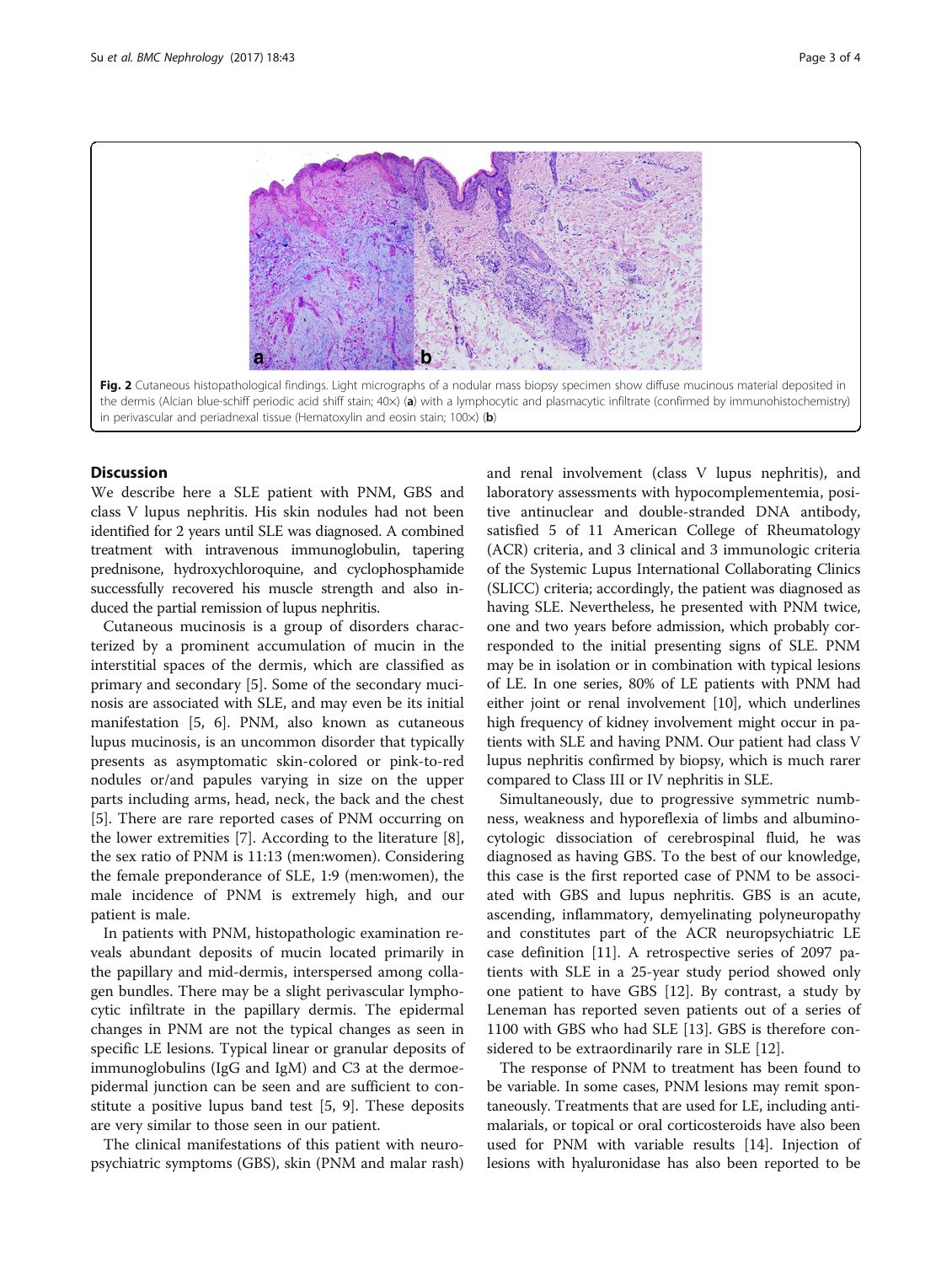Fig. 2 Cutaneous histopathological findings. Light micrographs of a nodular mass biopsy specimen show diffuse mucinous material deposited in the dermis (Alcian blue-schiff periodic acid shiff stain; 40×) (**a**) with a lymphocytic and plasmacytic infiltrate (confirmed by immunohistochemistry) in perivascular and periadnexal tissue (Hematoxylin and eosin stain; 100×) (**b**)

## Discussion

We describe here a SLE patient with PNM, GBS and class V lupus nephritis. His skin nodules had not been identified for 2 years until SLE was diagnosed. A combined treatment with intravenous immunoglobulin, tapering prednisone, hydroxychloroquine, and cyclophosphamide successfully recovered his muscle strength and also induced the partial remission of lupus nephritis.

Cutaneous mucinosis is a group of disorders characterized by a prominent accumulation of mucin in the interstitial spaces of the dermis, which are classified as primary and secondary [5]. Some of the secondary mucinosis are associated with SLE, and may even be its initial manifestation [5, 6]. PNM, also known as cutaneous lupus mucinosis, is an uncommon disorder that typically presents as asymptomatic skin-colored or pink-to-red nodules or/and papules varying in size on the upper parts including arms, head, neck, the back and the chest [5]. There are rare reported cases of PNM occurring on the lower extremities [7]. According to the literature [8], the sex ratio of PNM is 11:13 (men:women). Considering the female preponderance of SLE, 1:9 (men:women), the male incidence of PNM is extremely high, and our patient is male.

In patients with PNM, histopathologic examination reveals abundant deposits of mucin located primarily in the papillary and mid-dermis, interspersed among collagen bundles. There may be a slight perivascular lymphocytic infiltrate in the papillary dermis. The epidermal changes in PNM are not the typical changes as seen in specific LE lesions. Typical linear or granular deposits of immunoglobulins (IgG and IgM) and C3 at the dermoepidermal junction can be seen and are sufficient to constitute a positive lupus band test [5, 9]. These deposits are very similar to those seen in our patient.

The clinical manifestations of this patient with neuropsychiatric symptoms (GBS), skin (PNM and malar rash) and renal involvement (class V lupus nephritis), and laboratory assessments with hypocomplementemia, positive antinuclear and double-stranded DNA antibody, satisfied 5 of 11 American College of Rheumatology (ACR) criteria, and 3 clinical and 3 immunologic criteria of the Systemic Lupus International Collaborating Clinics (SLICC) criteria; accordingly, the patient was diagnosed as having SLE. Nevertheless, he presented with PNM twice, one and two years before admission, which probably corresponded to the initial presenting signs of SLE. PNM may be in isolation or in combination with typical lesions of LE. In one series, 80% of LE patients with PNM had either joint or renal involvement [10], which underlines high frequency of kidney involvement might occur in patients with SLE and having PNM. Our patient had class V lupus nephritis confirmed by biopsy, which is much rarer compared to Class III or IV nephritis in SLE.

Simultaneously, due to progressive symmetric numbness, weakness and hyporeflexia of limbs and albuminocytologic dissociation of cerebrospinal fluid, he was diagnosed as having GBS. To the best of our knowledge, this case is the first reported case of PNM to be associated with GBS and lupus nephritis. GBS is an acute, ascending, inflammatory, demyelinating polyneuropathy and constitutes part of the ACR neuropsychiatric LE case definition [11]. A retrospective series of 2097 patients with SLE in a 25-year study period showed only one patient to have GBS [12]. By contrast, a study by Leneman has reported seven patients out of a series of 1100 with GBS who had SLE [13]. GBS is therefore considered to be extraordinarily rare in SLE [12].

The response of PNM to treatment has been found to be variable. In some cases, PNM lesions may remit spontaneously. Treatments that are used for LE, including antimalarials, or topical or oral corticosteroids have also been used for PNM with variable results [14]. Injection of lesions with hyaluronidase has also been reported to be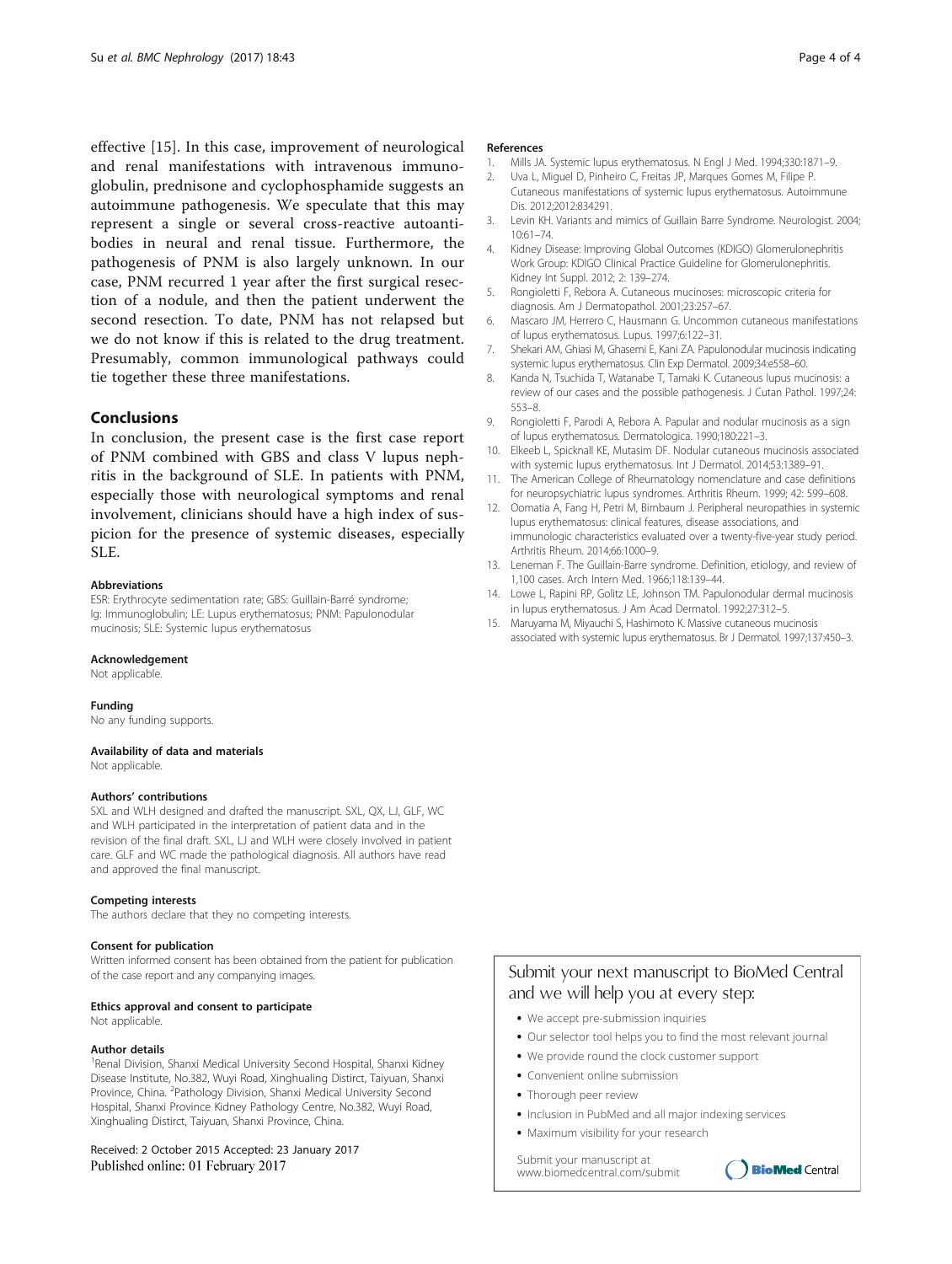effective [15]. In this case, improvement of neurological and renal manifestations with intravenous immunoglobulin, prednisone and cyclophosphamide suggests an autoimmune pathogenesis. We speculate that this may represent a single or several cross-reactive autoantibodies in neural and renal tissue. Furthermore, the pathogenesis of PNM is also largely unknown. In our case, PNM recurred 1 year after the first surgical resection of a nodule, and then the patient underwent the second resection. To date, PNM has not relapsed but we do not know if this is related to the drug treatment. Presumably, common immunological pathways could tie together these three manifestations.

## Conclusions

In conclusion, the present case is the first case report of PNM combined with GBS and class V lupus nephritis in the background of SLE. In patients with PNM, especially those with neurological symptoms and renal involvement, clinicians should have a high index of suspicion for the presence of systemic diseases, especially SLE.

### Abbreviations

ESR: Erythrocyte sedimentation rate; GBS: Guillain-Barré syndrome; Ig: Immunoglobulin; LE: Lupus erythematosus; PNM: Papulonodular mucinosis; SLE: Systemic lupus erythematosus

### Acknowledgement

Not applicable.

### Funding

No any funding supports.

### Availability of data and materials

Not applicable.

### Authors' contributions

SXL and WLH designed and drafted the manuscript. SXL, QX, LJ, GLF, WC and WLH participated in the interpretation of patient data and in the revision of the final draft. SXL, LJ and WLH were closely involved in patient care. GLF and WC made the pathological diagnosis. All authors have read and approved the final manuscript.

### Competing interests

The authors declare that they no competing interests.

### Consent for publication

Written informed consent has been obtained from the patient for publication of the case report and any companying images.

### Ethics approval and consent to participate

Not applicable.

### Author details

[1]Renal Division, Shanxi Medical University Second Hospital, Shanxi Kidney Disease Institute, No.382, Wuyi Road, Xinghualing Distirct, Taiyuan, Shanxi Province, China. [2]Pathology Division, Shanxi Medical University Second Hospital, Shanxi Province Kidney Pathology Centre, No.382, Wuyi Road, Xinghualing Distirct, Taiyuan, Shanxi Province, China.

Received: 2 October 2015 Accepted: 23 January 2017
Published online: 01 February 2017

### References

1. Mills JA. Systemic lupus erythematosus. N Engl J Med. 1994;330:1871–9.
2. Uva L, Miguel D, Pinheiro C, Freitas JP, Marques Gomes M, Filipe P. Cutaneous manifestations of systemic lupus erythematosus. Autoimmune Dis. 2012;2012:834291.
3. Levin KH. Variants and mimics of Guillain Barre Syndrome. Neurologist. 2004; 10:61–74.
4. Kidney Disease: Improving Global Outcomes (KDIGO) Glomerulonephritis Work Group: KDIGO Clinical Practice Guideline for Glomerulonephritis. Kidney Int Suppl. 2012; 2: 139–274.
5. Rongioletti F, Rebora A. Cutaneous mucinoses: microscopic criteria for diagnosis. Am J Dermatopathol. 2001;23:257–67.
6. Mascaro JM, Herrero C, Hausmann G. Uncommon cutaneous manifestations of lupus erythematosus. Lupus. 1997;6:122–31.
7. Shekari AM, Ghiasi M, Ghasemi E, Kani ZA. Papulonodular mucinosis indicating systemic lupus erythematosus. Clin Exp Dermatol. 2009;34:e558–60.
8. Kanda N, Tsuchida T, Watanabe T, Tamaki K. Cutaneous lupus mucinosis: a review of our cases and the possible pathogenesis. J Cutan Pathol. 1997;24: 553–8.
9. Rongioletti F, Parodi A, Rebora A. Papular and nodular mucinosis as a sign of lupus erythematosus. Dermatologica. 1990;180:221–3.
10. Elkeeb L, Spicknall KE, Mutasim DF. Nodular cutaneous mucinosis associated with systemic lupus erythematosus. Int J Dermatol. 2014;53:1389–91.
11. The American College of Rheumatology nomenclature and case definitions for neuropsychiatric lupus syndromes. Arthritis Rheum. 1999; 42: 599–608.
12. Oomatia A, Fang H, Petri M, Birnbaum J. Peripheral neuropathies in systemic lupus erythematosus: clinical features, disease associations, and immunologic characteristics evaluated over a twenty-five-year study period. Arthritis Rheum. 2014;66:1000–9.
13. Leneman F. The Guillain-Barre syndrome. Definition, etiology, and review of 1,100 cases. Arch Intern Med. 1966;118:139–44.
14. Lowe L, Rapini RP, Golitz LE, Johnson TM. Papulonodular dermal mucinosis in lupus erythematosus. J Am Acad Dermatol. 1992;27:312–5.
15. Maruyama M, Miyauchi S, Hashimoto K. Massive cutaneous mucinosis associated with systemic lupus erythematosus. Br J Dermatol. 1997;137:450–3.